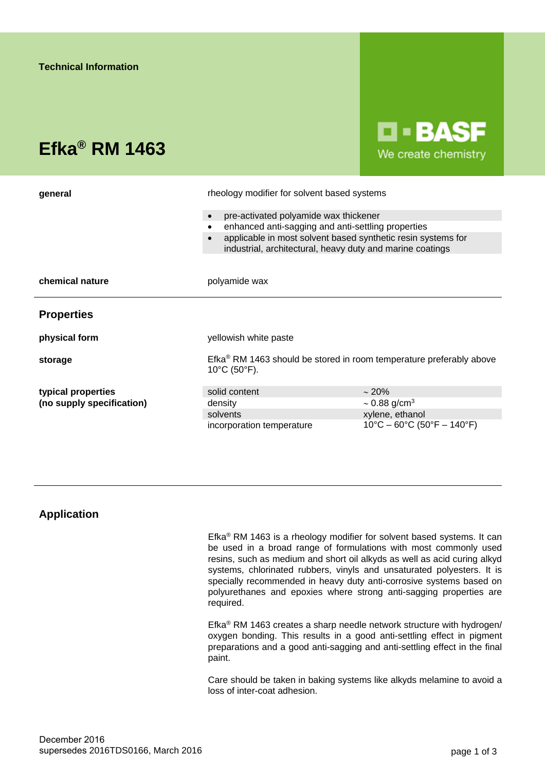Technical Information

# Efka® RM 1463

**general**

rheology modifier for solvent based systems

- pre-activated polyamide wax thickener
- enhanced anti-sagging and anti-settling properties
- applicable in most solvent based synthetic resin systems for industrial, architectural, heavy duty and marine coatings

**chemical nature**

polyamide wax

## Properties

**physical form**

yellowish white paste

**storage**

Efka® RM 1463 should be stored in room temperature preferably above 10°C (50°F).

**typical properties (no supply specification)**

| | |
|---|---|
| solid content | ~ 20% |
| density | ~ 0.88 g/cm$^3$ |
| solvents | xylene, ethanol |
| incorporation temperature | 10°C – 60°C (50°F – 140°F) |

## Application

Efka® RM 1463 is a rheology modifier for solvent based systems. It can be used in a broad range of formulations with most commonly used resins, such as medium and short oil alkyds as well as acid curing alkyd systems, chlorinated rubbers, vinyls and unsaturated polyesters. It is specially recommended in heavy duty anti-corrosive systems based on polyurethanes and epoxies where strong anti-sagging properties are required.

Efka® RM 1463 creates a sharp needle network structure with hydrogen/ oxygen bonding. This results in a good anti-settling effect in pigment preparations and a good anti-sagging and anti-settling effect in the final paint.

Care should be taken in baking systems like alkyds melamine to avoid a loss of inter-coat adhesion.

December 2016
supersedes 2016TDS0166, March 2016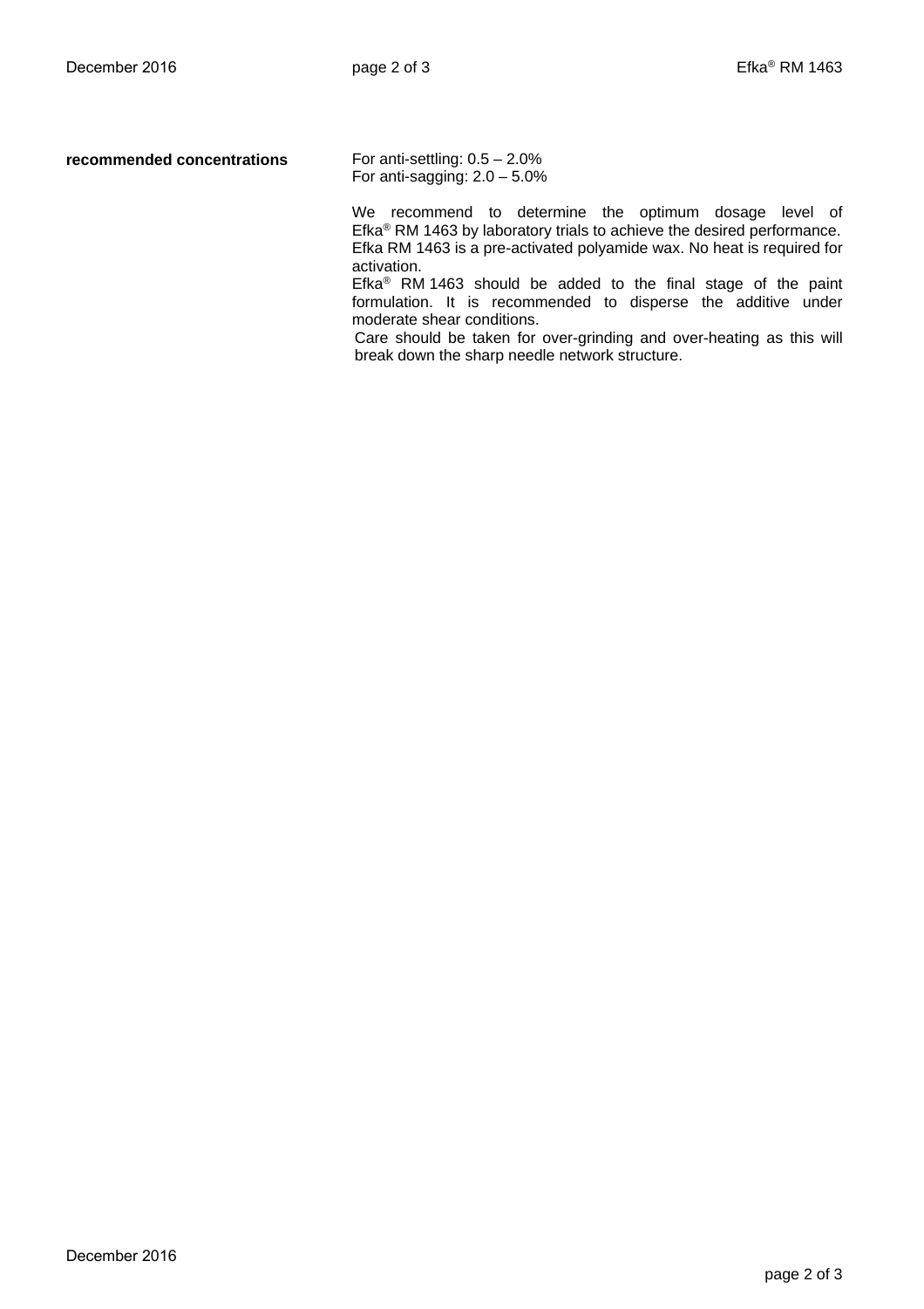**recommended concentrations**

For anti-settling: 0.5 – 2.0%
For anti-sagging: 2.0 – 5.0%

We recommend to determine the optimum dosage level of Efka® RM 1463 by laboratory trials to achieve the desired performance.
Efka RM 1463 is a pre-activated polyamide wax. No heat is required for activation.
Efka® RM 1463 should be added to the final stage of the paint formulation. It is recommended to disperse the additive under moderate shear conditions.
Care should be taken for over-grinding and over-heating as this will break down the sharp needle network structure.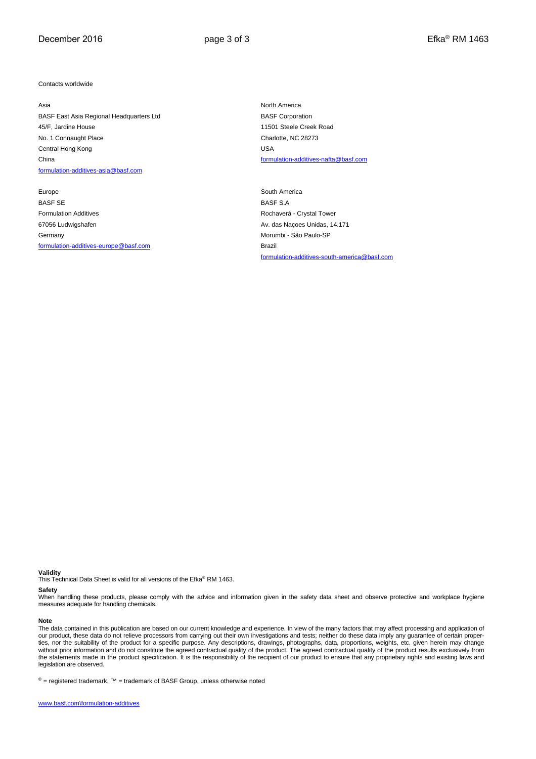Contacts worldwide

Asia
BASF East Asia Regional Headquarters Ltd
45/F, Jardine House
No. 1 Connaught Place
Central Hong Kong
China
formulation-additives-asia@basf.com

North America
BASF Corporation
11501 Steele Creek Road
Charlotte, NC 28273
USA
formulation-additives-nafta@basf.com

Europe
BASF SE
Formulation Additives
67056 Ludwigshafen
Germany
formulation-additives-europe@basf.com

South America
BASF S.A
Rochaverá - Crystal Tower
Av. das Naçoes Unidas, 14.171
Morumbi - São Paulo-SP
Brazil
formulation-additives-south-america@basf.com

**Validity**
This Technical Data Sheet is valid for all versions of the Efka® RM 1463.

**Safety**
When handling these products, please comply with the advice and information given in the safety data sheet and observe protective and workplace hygiene measures adequate for handling chemicals.

**Note**
The data contained in this publication are based on our current knowledge and experience. In view of the many factors that may affect processing and application of our product, these data do not relieve processors from carrying out their own investigations and tests; neither do these data imply any guarantee of certain properties, nor the suitability of the product for a specific purpose. Any descriptions, drawings, photographs, data, proportions, weights, etc. given herein may change without prior information and do not constitute the agreed contractual quality of the product. The agreed contractual quality of the product results exclusively from the statements made in the product specification. It is the responsibility of the recipient of our product to ensure that any proprietary rights and existing laws and legislation are observed.

® = registered trademark, ™ = trademark of BASF Group, unless otherwise noted

www.basf.com\formulation-additives